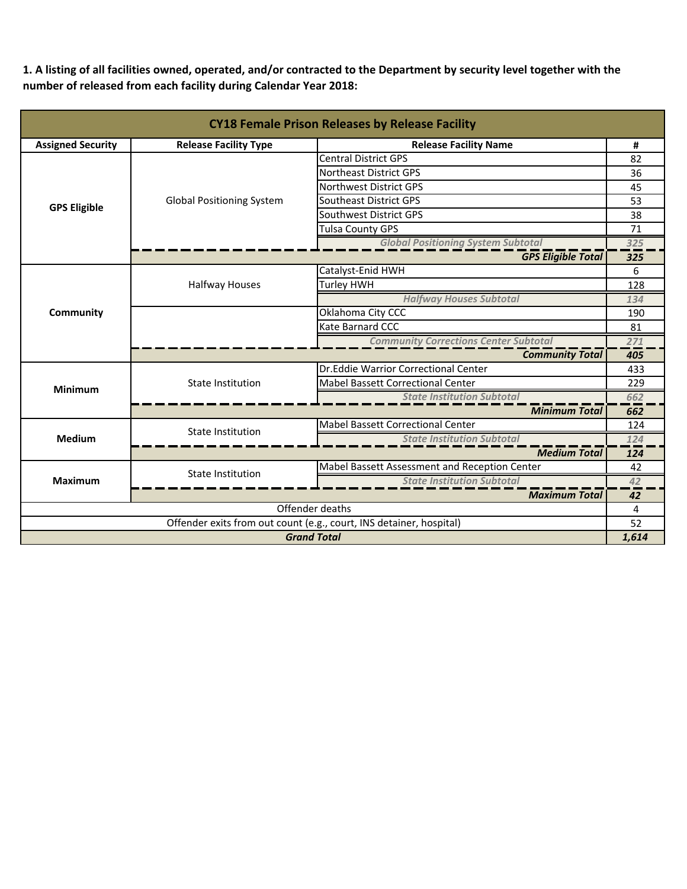**1. A listing of all facilities owned, operated, and/or contracted to the Department by security level together with the number of released from each facility during Calendar Year 2018:**

| CY18 Female Prison Releases by Release Facility | | | |
|---|---|---|---|
| **Assigned Security** | **Release Facility Type** | **Release Facility Name** | **#** |
| **GPS Eligible** | Global Positioning System | Central District GPS | 82 |
| | | Northeast District GPS | 36 |
| | | Northwest District GPS | 45 |
| | | Southeast District GPS | 53 |
| | | Southwest District GPS | 38 |
| | | Tulsa County GPS | 71 |
| | | *Global Positioning System Subtotal* | *325* |
| | | ***GPS Eligible Total*** | ***325*** |
| **Community** | Halfway Houses | Catalyst-Enid HWH | 6 |
| | | Turley HWH | 128 |
| | | *Halfway Houses Subtotal* | *134* |
| | | Oklahoma City CCC | 190 |
| | | Kate Barnard CCC | 81 |
| | | *Community Corrections Center Subtotal* | *271* |
| | | ***Community Total*** | ***405*** |
| **Minimum** | State Institution | Dr.Eddie Warrior Correctional Center | 433 |
| | | Mabel Bassett Correctional Center | 229 |
| | | *State Institution Subtotal* | *662* |
| | | ***Minimum Total*** | ***662*** |
| **Medium** | State Institution | Mabel Bassett Correctional Center | 124 |
| | | *State Institution Subtotal* | *124* |
| | | ***Medium Total*** | ***124*** |
| **Maximum** | State Institution | Mabel Bassett Assessment and Reception Center | 42 |
| | | *State Institution Subtotal* | *42* |
| | | ***Maximum Total*** | ***42*** |
| Offender deaths | | | 4 |
| Offender exits from out count (e.g., court, INS detainer, hospital) | | | 52 |
| ***Grand Total*** | | | ***1,614*** |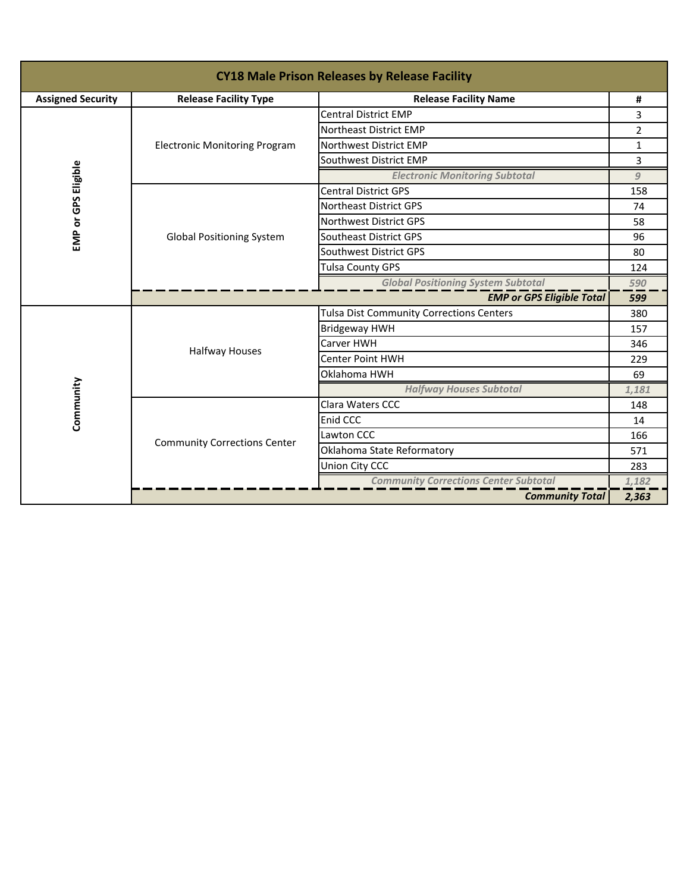| CY18 Male Prison Releases by Release Facility | | | |
|---|---|---|---|
| **Assigned Security** | **Release Facility Type** | **Release Facility Name** | **#** |
| EMP or GPS Eligible | Electronic Monitoring Program | Central District EMP | 3 |
| | | Northeast District EMP | 2 |
| | | Northwest District EMP | 1 |
| | | Southwest District EMP | 3 |
| | | *Electronic Monitoring Subtotal* | *9* |
| | Global Positioning System | Central District GPS | 158 |
| | | Northeast District GPS | 74 |
| | | Northwest District GPS | 58 |
| | | Southeast District GPS | 96 |
| | | Southwest District GPS | 80 |
| | | Tulsa County GPS | 124 |
| | | *Global Positioning System Subtotal* | *590* |
| | | ***EMP or GPS Eligible Total*** | ***599*** |
| Community | Halfway Houses | Tulsa Dist Community Corrections Centers | 380 |
| | | Bridgeway HWH | 157 |
| | | Carver HWH | 346 |
| | | Center Point HWH | 229 |
| | | Oklahoma HWH | 69 |
| | | *Halfway Houses Subtotal* | *1,181* |
| | Community Corrections Center | Clara Waters CCC | 148 |
| | | Enid CCC | 14 |
| | | Lawton CCC | 166 |
| | | Oklahoma State Reformatory | 571 |
| | | Union City CCC | 283 |
| | | *Community Corrections Center Subtotal* | *1,182* |
| | | ***Community Total*** | ***2,363*** |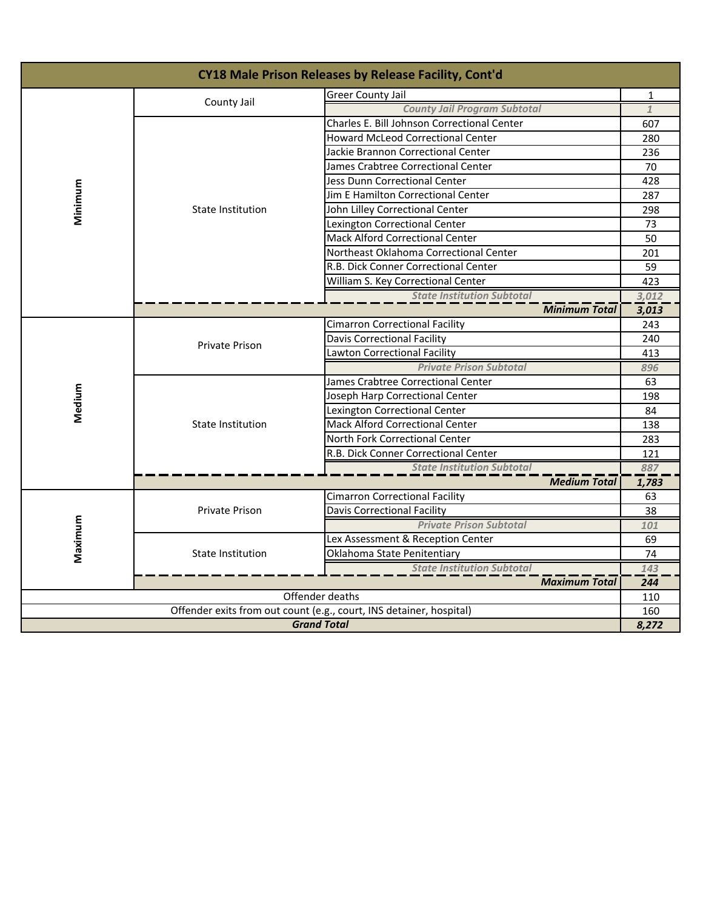## CY18 Male Prison Releases by Release Facility, Cont'd

| Security Level | Facility Type | Facility | Releases |
|---|---|---|---|
| Minimum | County Jail | Greer County Jail | 1 |
| | | *County Jail Program Subtotal* | *1* |
| | State Institution | Charles E. Bill Johnson Correctional Center | 607 |
| | | Howard McLeod Correctional Center | 280 |
| | | Jackie Brannon Correctional Center | 236 |
| | | James Crabtree Correctional Center | 70 |
| | | Jess Dunn Correctional Center | 428 |
| | | Jim E Hamilton Correctional Center | 287 |
| | | John Lilley Correctional Center | 298 |
| | | Lexington Correctional Center | 73 |
| | | Mack Alford Correctional Center | 50 |
| | | Northeast Oklahoma Correctional Center | 201 |
| | | R.B. Dick Conner Correctional Center | 59 |
| | | William S. Key Correctional Center | 423 |
| | | *State Institution Subtotal* | *3,012* |
| | | ***Minimum Total*** | ***3,013*** |
| Medium | Private Prison | Cimarron Correctional Facility | 243 |
| | | Davis Correctional Facility | 240 |
| | | Lawton Correctional Facility | 413 |
| | | *Private Prison Subtotal* | *896* |
| | State Institution | James Crabtree Correctional Center | 63 |
| | | Joseph Harp Correctional Center | 198 |
| | | Lexington Correctional Center | 84 |
| | | Mack Alford Correctional Center | 138 |
| | | North Fork Correctional Center | 283 |
| | | R.B. Dick Conner Correctional Center | 121 |
| | | *State Institution Subtotal* | *887* |
| | | ***Medium Total*** | ***1,783*** |
| Maximum | Private Prison | Cimarron Correctional Facility | 63 |
| | | Davis Correctional Facility | 38 |
| | | *Private Prison Subtotal* | *101* |
| | State Institution | Lex Assessment & Reception Center | 69 |
| | | Oklahoma State Penitentiary | 74 |
| | | *State Institution Subtotal* | *143* |
| | | ***Maximum Total*** | ***244*** |
| Offender deaths | | | 110 |
| Offender exits from out count (e.g., court, INS detainer, hospital) | | | 160 |
| ***Grand Total*** | | | ***8,272*** |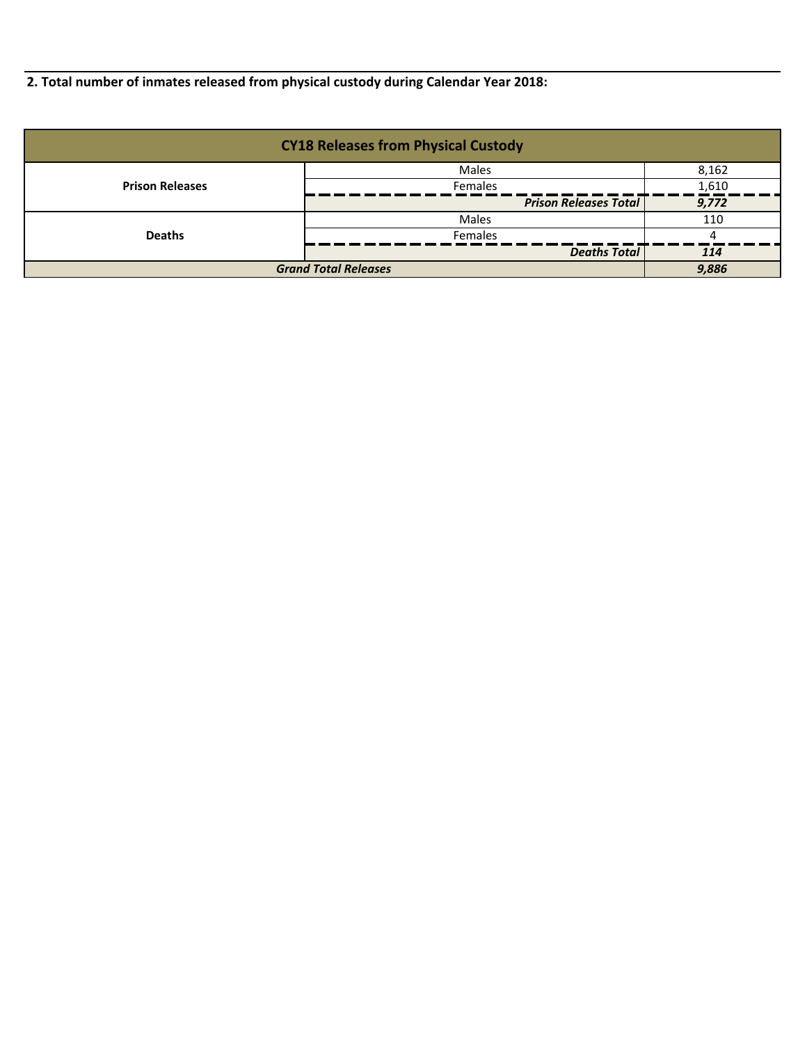**2. Total number of inmates released from physical custody during Calendar Year 2018:**

| CY18 Releases from Physical Custody | | |
|---|---|---|
| **Prison Releases** | Males | 8,162 |
| | Females | 1,610 |
| | ***Prison Releases Total*** | ***9,772*** |
| **Deaths** | Males | 110 |
| | Females | 4 |
| | ***Deaths Total*** | ***114*** |
| ***Grand Total Releases*** | | ***9,886*** |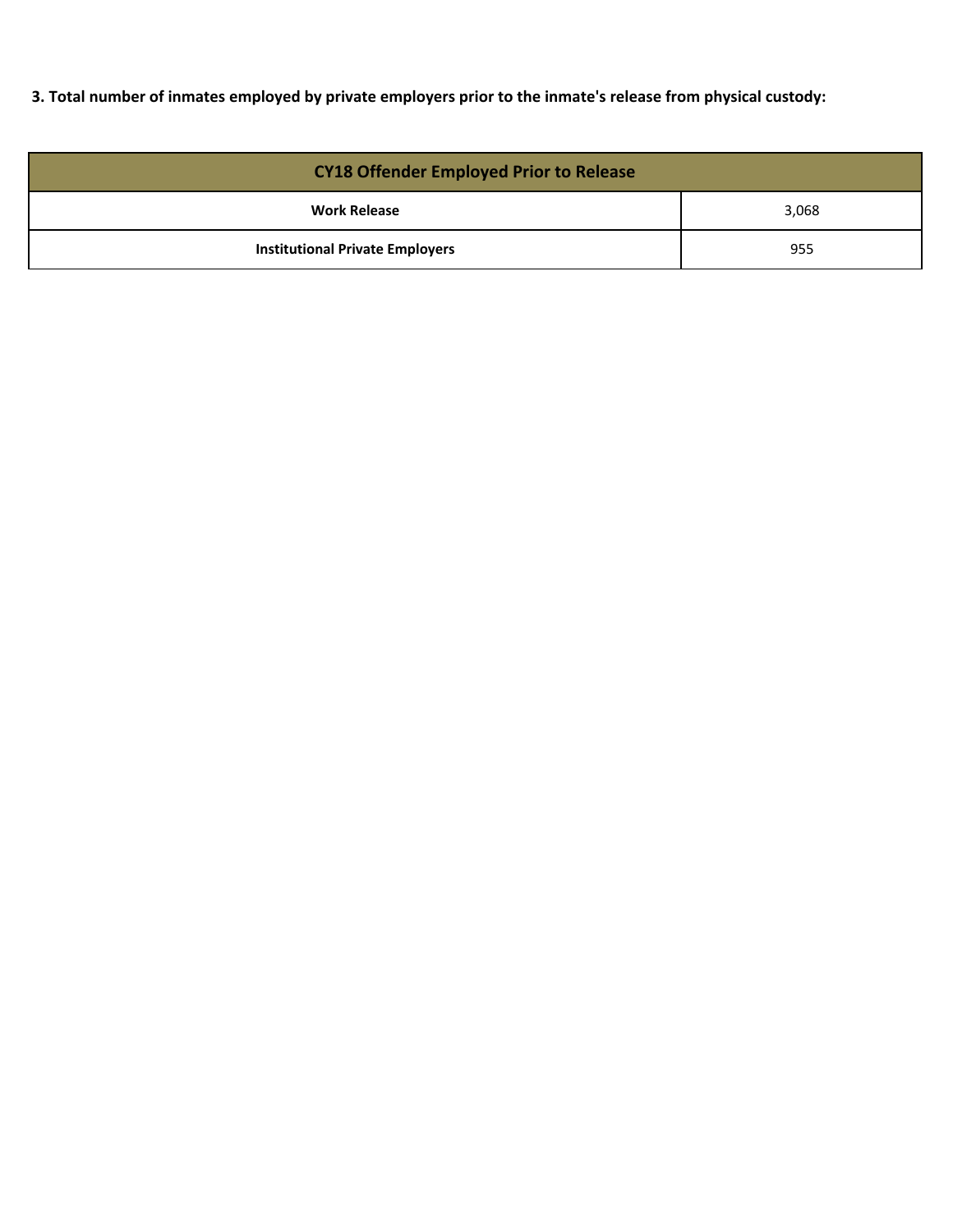**3. Total number of inmates employed by private employers prior to the inmate's release from physical custody:**

| CY18 Offender Employed Prior to Release | |
|---|---|
| **Work Release** | 3,068 |
| **Institutional Private Employers** | 955 |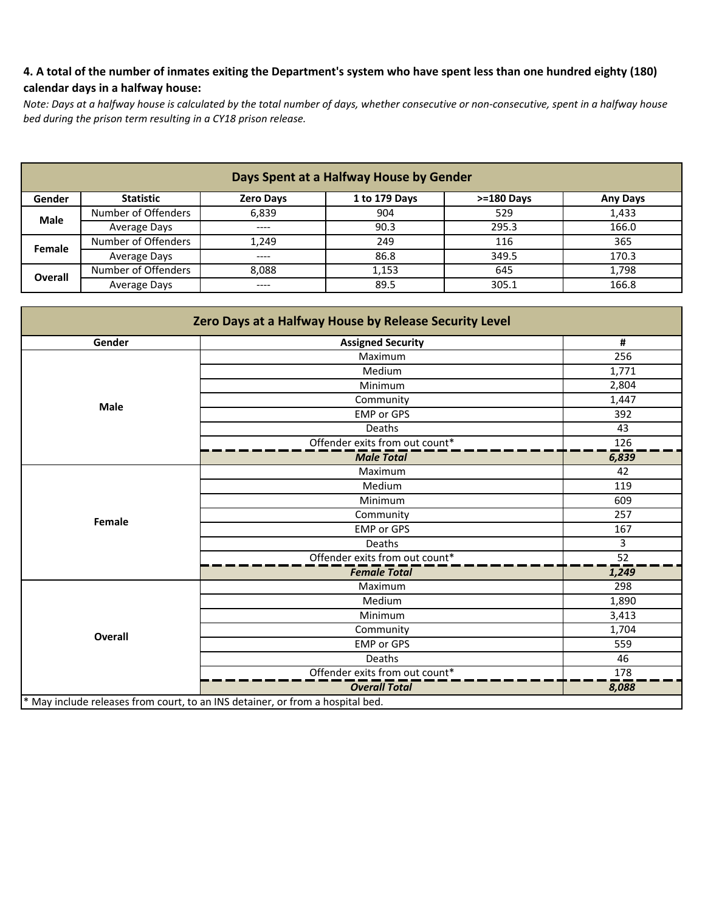**4. A total of the number of inmates exiting the Department's system who have spent less than one hundred eighty (180) calendar days in a halfway house:**

*Note: Days at a halfway house is calculated by the total number of days, whether consecutive or non-consecutive, spent in a halfway house bed during the prison term resulting in a CY18 prison release.*

| Days Spent at a Halfway House by Gender | | | | | |
|---|---|---|---|---|---|
| **Gender** | **Statistic** | **Zero Days** | **1 to 179 Days** | **>=180 Days** | **Any Days** |
| **Male** | Number of Offenders | 6,839 | 904 | 529 | 1,433 |
| | Average Days | ---- | 90.3 | 295.3 | 166.0 |
| **Female** | Number of Offenders | 1,249 | 249 | 116 | 365 |
| | Average Days | ---- | 86.8 | 349.5 | 170.3 |
| **Overall** | Number of Offenders | 8,088 | 1,153 | 645 | 1,798 |
| | Average Days | ---- | 89.5 | 305.1 | 166.8 |

| Zero Days at a Halfway House by Release Security Level | | |
|---|---|---|
| **Gender** | **Assigned Security** | **#** |
| **Male** | Maximum | 256 |
| | Medium | 1,771 |
| | Minimum | 2,804 |
| | Community | 1,447 |
| | EMP or GPS | 392 |
| | Deaths | 43 |
| | Offender exits from out count* | 126 |
| | ***Male Total*** | ***6,839*** |
| **Female** | Maximum | 42 |
| | Medium | 119 |
| | Minimum | 609 |
| | Community | 257 |
| | EMP or GPS | 167 |
| | Deaths | 3 |
| | Offender exits from out count* | 52 |
| | ***Female Total*** | ***1,249*** |
| **Overall** | Maximum | 298 |
| | Medium | 1,890 |
| | Minimum | 3,413 |
| | Community | 1,704 |
| | EMP or GPS | 559 |
| | Deaths | 46 |
| | Offender exits from out count* | 178 |
| | ***Overall Total*** | ***8,088*** |

* May include releases from court, to an INS detainer, or from a hospital bed.